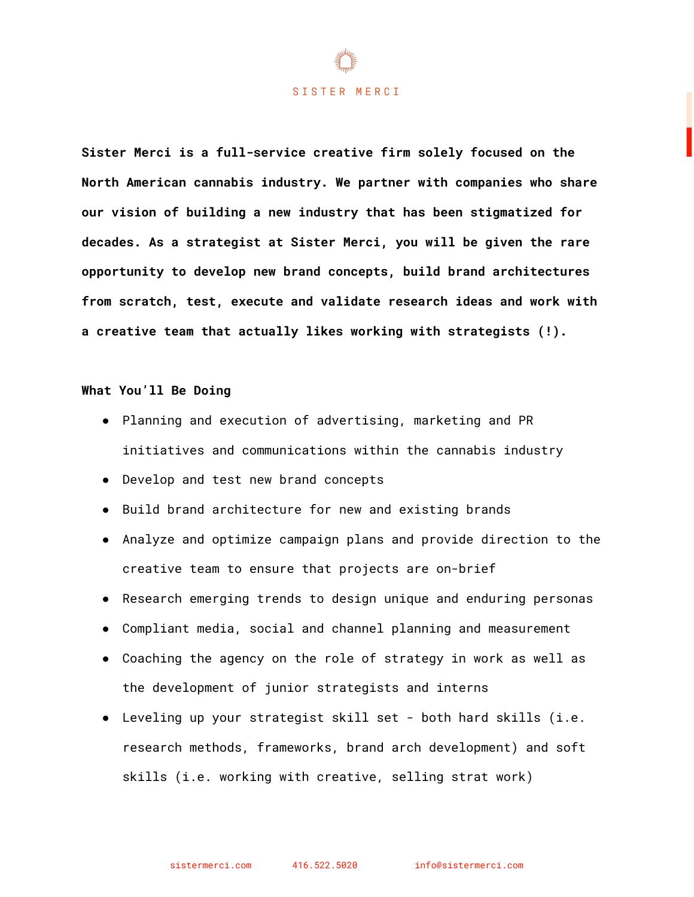SISTER MERCI

**Sister Merci is a full-service creative firm solely focused on the North American cannabis industry. We partner with companies who share our vision of building a new industry that has been stigmatized for decades. As a strategist at Sister Merci, you will be given the rare opportunity to develop new brand concepts, build brand architectures from scratch, test, execute and validate research ideas and work with a creative team that actually likes working with strategists (!).**

**What You'll Be Doing**

- Planning and execution of advertising, marketing and PR initiatives and communications within the cannabis industry
- Develop and test new brand concepts
- Build brand architecture for new and existing brands
- Analyze and optimize campaign plans and provide direction to the creative team to ensure that projects are on-brief
- Research emerging trends to design unique and enduring personas
- Compliant media, social and channel planning and measurement
- Coaching the agency on the role of strategy in work as well as the development of junior strategists and interns
- Leveling up your strategist skill set - both hard skills (i.e. research methods, frameworks, brand arch development) and soft skills (i.e. working with creative, selling strat work)

sistermerci.com 416.522.5020 info@sistermerci.com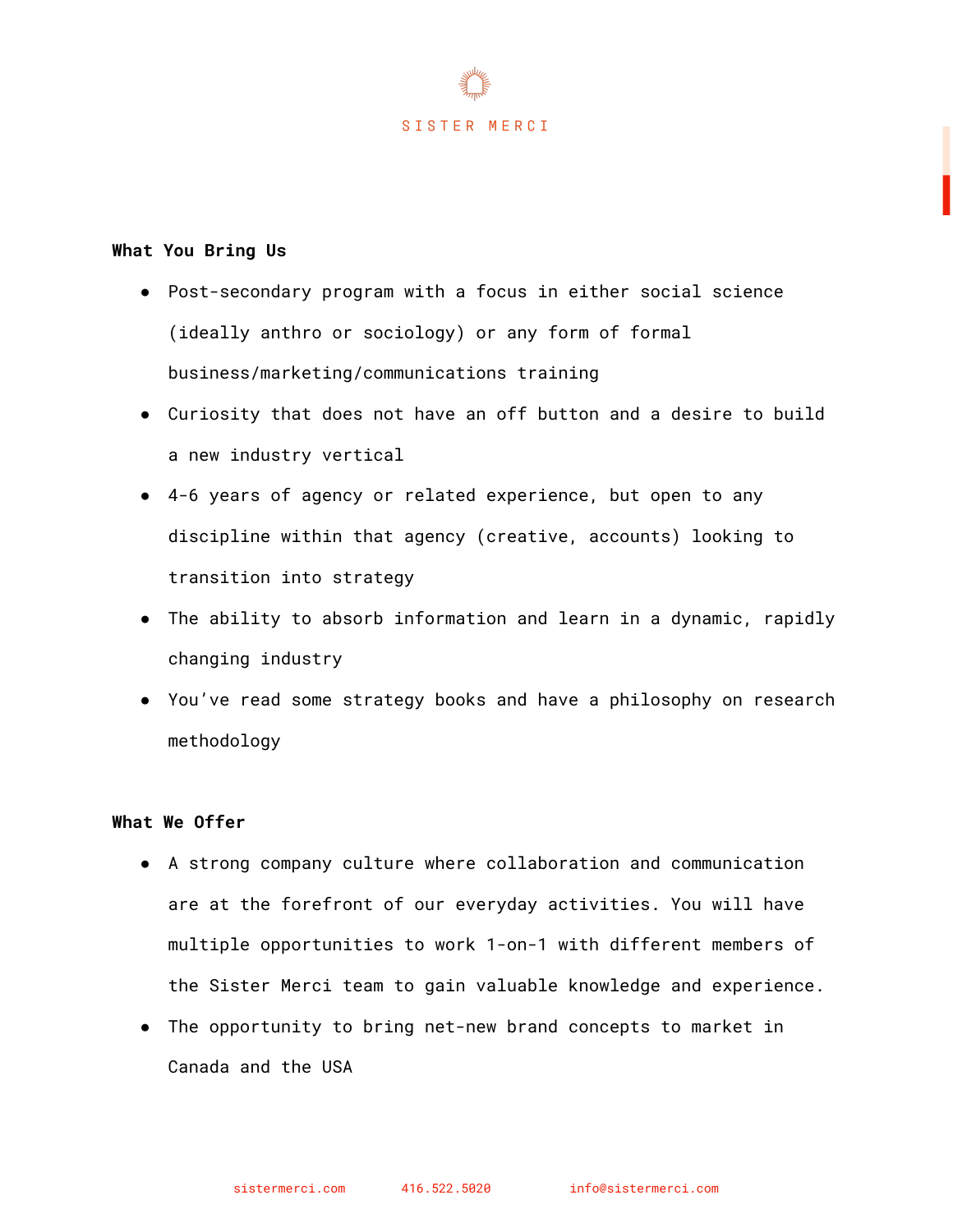**What You Bring Us**

- Post-secondary program with a focus in either social science (ideally anthro or sociology) or any form of formal business/marketing/communications training
- Curiosity that does not have an off button and a desire to build a new industry vertical
- 4-6 years of agency or related experience, but open to any discipline within that agency (creative, accounts) looking to transition into strategy
- The ability to absorb information and learn in a dynamic, rapidly changing industry
- You've read some strategy books and have a philosophy on research methodology

**What We Offer**

- A strong company culture where collaboration and communication are at the forefront of our everyday activities. You will have multiple opportunities to work 1-on-1 with different members of the Sister Merci team to gain valuable knowledge and experience.
- The opportunity to bring net-new brand concepts to market in Canada and the USA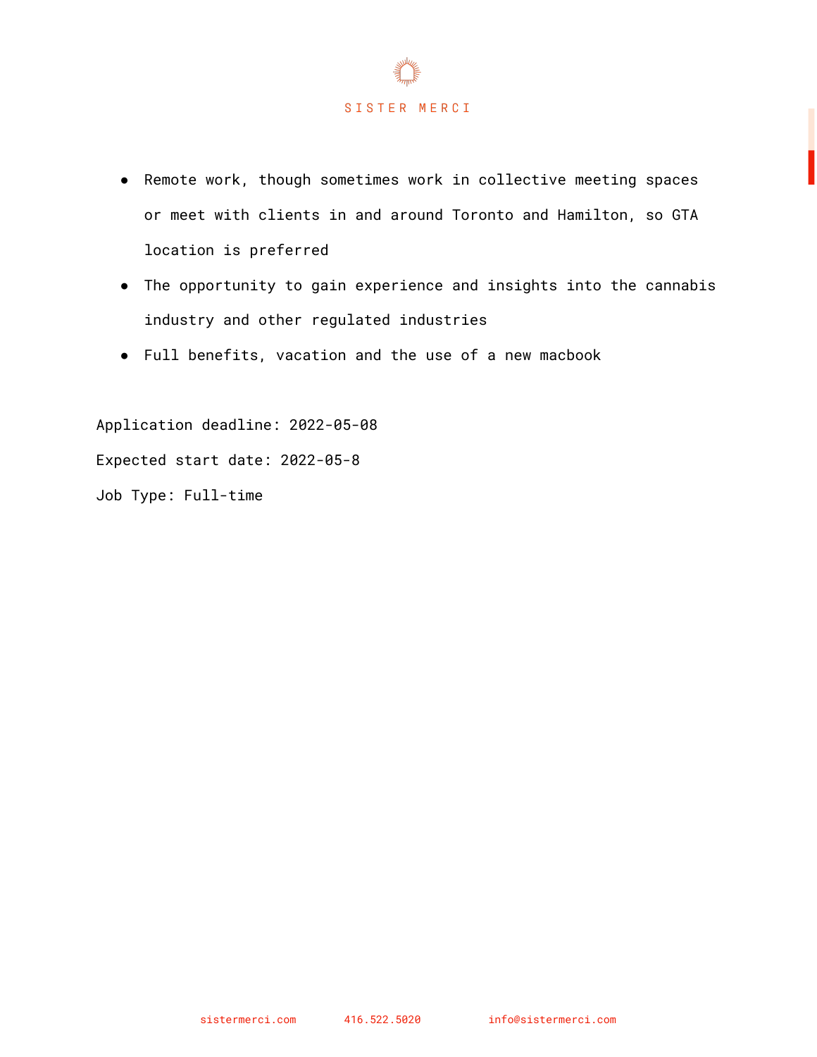- Remote work, though sometimes work in collective meeting spaces or meet with clients in and around Toronto and Hamilton, so GTA location is preferred
- The opportunity to gain experience and insights into the cannabis industry and other regulated industries
- Full benefits, vacation and the use of a new macbook

Application deadline: 2022-05-08

Expected start date: 2022-05-8

Job Type: Full-time